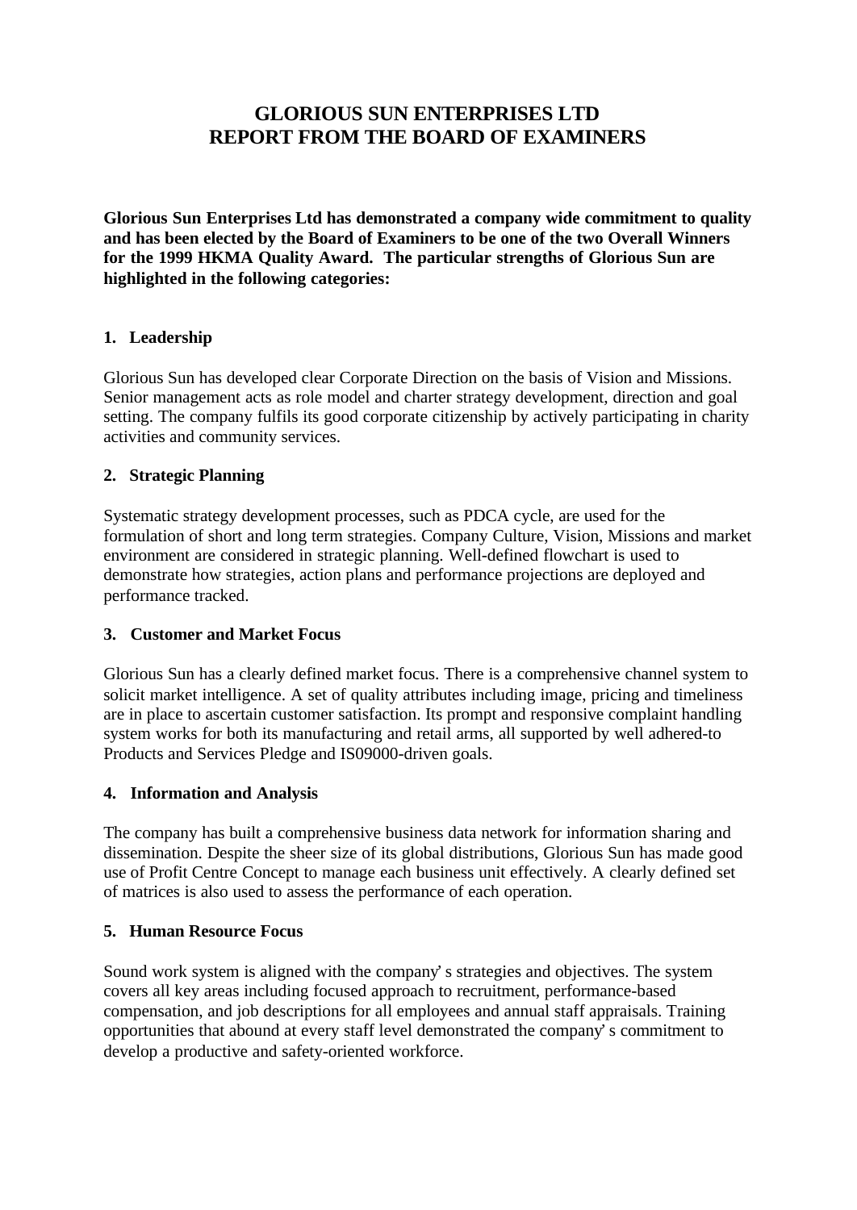# GLORIOUS SUN ENTERPRISES LTD
# REPORT FROM THE BOARD OF EXAMINERS

**Glorious Sun Enterprises Ltd has demonstrated a company wide commitment to quality and has been elected by the Board of Examiners to be one of the two Overall Winners for the 1999 HKMA Quality Award. The particular strengths of Glorious Sun are highlighted in the following categories:**

## 1. Leadership

Glorious Sun has developed clear Corporate Direction on the basis of Vision and Missions. Senior management acts as role model and charter strategy development, direction and goal setting. The company fulfils its good corporate citizenship by actively participating in charity activities and community services.

## 2. Strategic Planning

Systematic strategy development processes, such as PDCA cycle, are used for the formulation of short and long term strategies. Company Culture, Vision, Missions and market environment are considered in strategic planning. Well-defined flowchart is used to demonstrate how strategies, action plans and performance projections are deployed and performance tracked.

## 3. Customer and Market Focus

Glorious Sun has a clearly defined market focus. There is a comprehensive channel system to solicit market intelligence. A set of quality attributes including image, pricing and timeliness are in place to ascertain customer satisfaction. Its prompt and responsive complaint handling system works for both its manufacturing and retail arms, all supported by well adhered-to Products and Services Pledge and IS09000-driven goals.

## 4. Information and Analysis

The company has built a comprehensive business data network for information sharing and dissemination. Despite the sheer size of its global distributions, Glorious Sun has made good use of Profit Centre Concept to manage each business unit effectively. A clearly defined set of matrices is also used to assess the performance of each operation.

## 5. Human Resource Focus

Sound work system is aligned with the company's strategies and objectives. The system covers all key areas including focused approach to recruitment, performance-based compensation, and job descriptions for all employees and annual staff appraisals. Training opportunities that abound at every staff level demonstrated the company's commitment to develop a productive and safety-oriented workforce.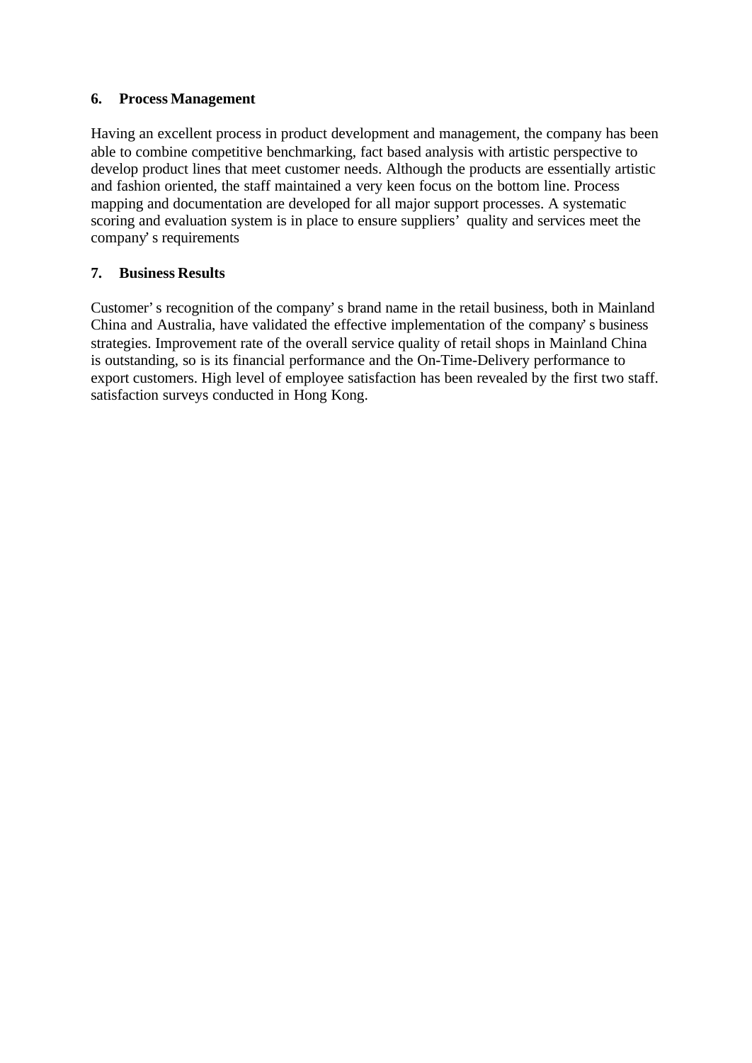## 6. Process Management

Having an excellent process in product development and management, the company has been able to combine competitive benchmarking, fact based analysis with artistic perspective to develop product lines that meet customer needs. Although the products are essentially artistic and fashion oriented, the staff maintained a very keen focus on the bottom line. Process mapping and documentation are developed for all major support processes. A systematic scoring and evaluation system is in place to ensure suppliers' quality and services meet the company's requirements

## 7. Business Results

Customer's recognition of the company's brand name in the retail business, both in Mainland China and Australia, have validated the effective implementation of the company's business strategies. Improvement rate of the overall service quality of retail shops in Mainland China is outstanding, so is its financial performance and the On-Time-Delivery performance to export customers. High level of employee satisfaction has been revealed by the first two staff. satisfaction surveys conducted in Hong Kong.